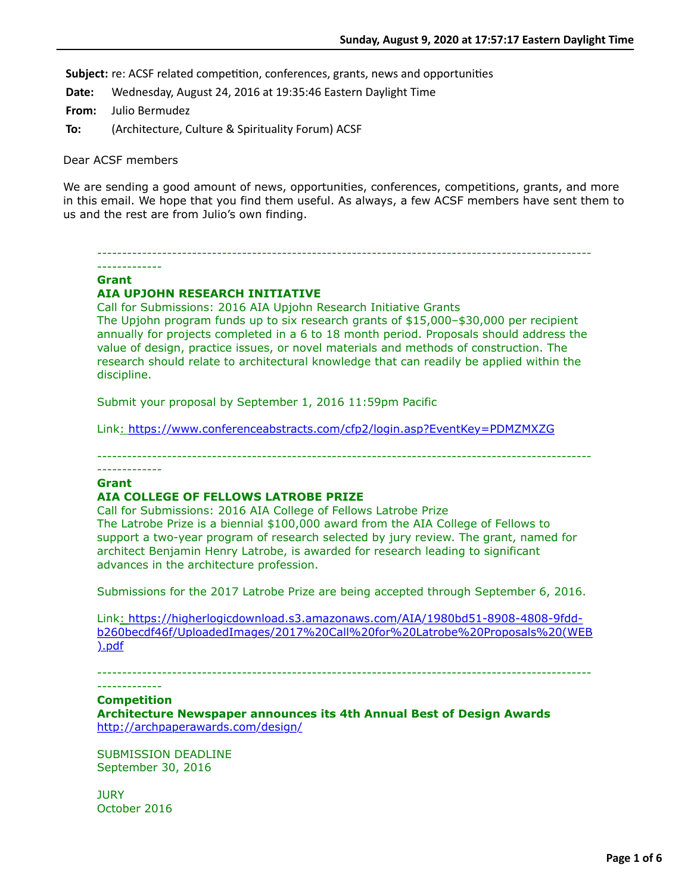**Subject:** re: ACSF related competition, conferences, grants, news and opportunities

**Date:** Wednesday, August 24, 2016 at 19:35:46 Eastern Daylight Time

**From:** Julio Bermudez

**To:** (Architecture, Culture & Spirituality Forum) ACSF

Dear ACSF members

We are sending a good amount of news, opportunities, conferences, competitions, grants, and more in this email. We hope that you find them useful. As always, a few ACSF members have sent them to us and the rest are from Julio's own finding.

---

**Grant**
**AIA UPJOHN RESEARCH INITIATIVE**
Call for Submissions: 2016 AIA Upjohn Research Initiative Grants
The Upjohn program funds up to six research grants of $15,000–$30,000 per recipient annually for projects completed in a 6 to 18 month period. Proposals should address the value of design, practice issues, or novel materials and methods of construction. The research should relate to architectural knowledge that can readily be applied within the discipline.

Submit your proposal by September 1, 2016 11:59pm Pacific

Link: https://www.conferenceabstracts.com/cfp2/login.asp?EventKey=PDMZMXZG

---

**Grant**
**AIA COLLEGE OF FELLOWS LATROBE PRIZE**
Call for Submissions: 2016 AIA College of Fellows Latrobe Prize
The Latrobe Prize is a biennial $100,000 award from the AIA College of Fellows to support a two-year program of research selected by jury review. The grant, named for architect Benjamin Henry Latrobe, is awarded for research leading to significant advances in the architecture profession.

Submissions for the 2017 Latrobe Prize are being accepted through September 6, 2016.

Link: https://higherlogicdownload.s3.amazonaws.com/AIA/1980bd51-8908-4808-9fdd-b260becdf46f/UploadedImages/2017%20Call%20for%20Latrobe%20Proposals%20(WEB).pdf

---

**Competition**
**Architecture Newspaper announces its 4th Annual Best of Design Awards**
http://archpaperawards.com/design/

SUBMISSION DEADLINE
September 30, 2016

JURY
October 2016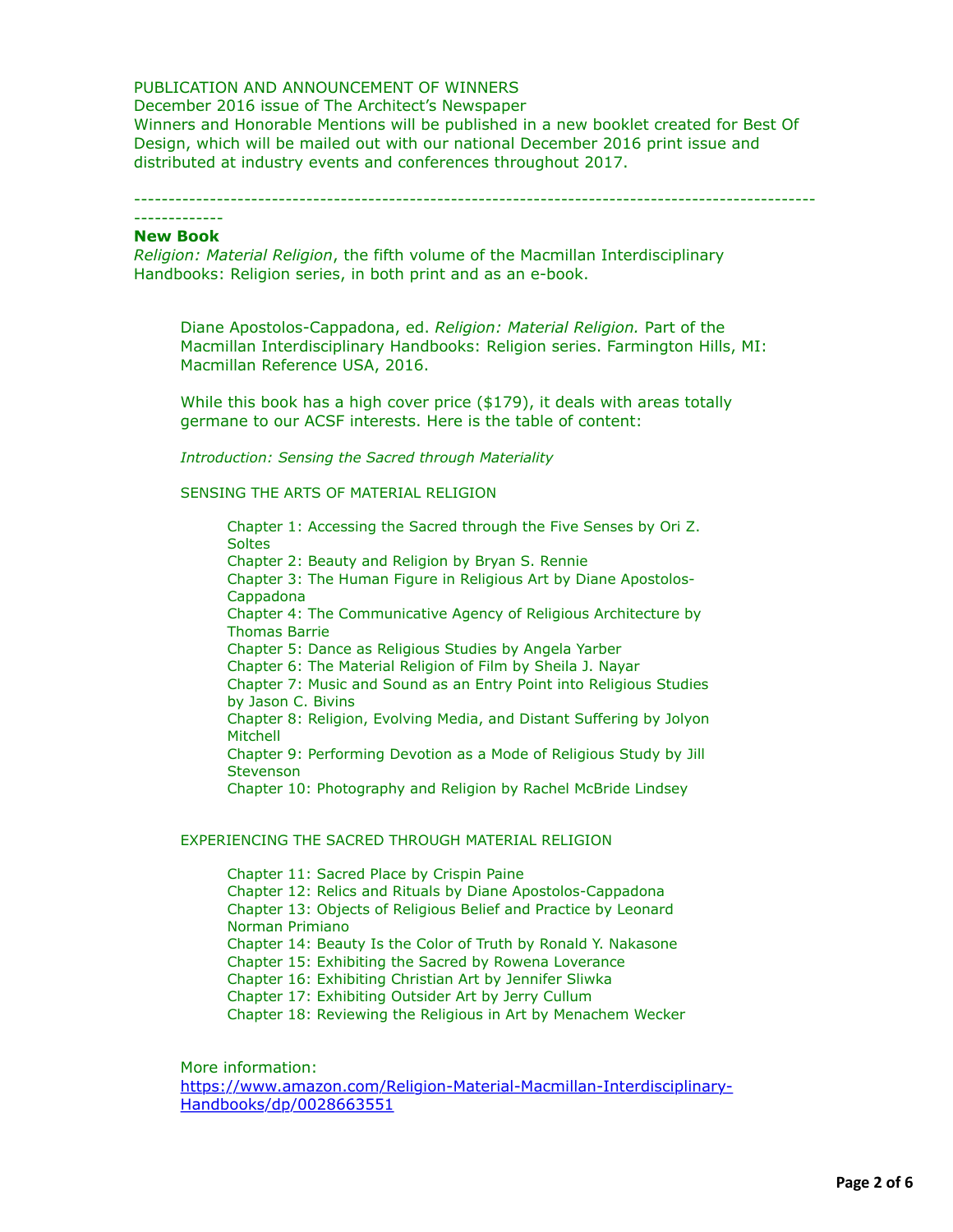PUBLICATION AND ANNOUNCEMENT OF WINNERS
December 2016 issue of The Architect's Newspaper
Winners and Honorable Mentions will be published in a new booklet created for Best Of Design, which will be mailed out with our national December 2016 print issue and distributed at industry events and conferences throughout 2017.

---

**New Book**

*Religion: Material Religion*, the fifth volume of the Macmillan Interdisciplinary Handbooks: Religion series, in both print and as an e-book.

> Diane Apostolos-Cappadona, ed. *Religion: Material Religion.* Part of the Macmillan Interdisciplinary Handbooks: Religion series. Farmington Hills, MI: Macmillan Reference USA, 2016.
>
> While this book has a high cover price ($179), it deals with areas totally germane to our ACSF interests. Here is the table of content:
>
> *Introduction: Sensing the Sacred through Materiality*
>
> SENSING THE ARTS OF MATERIAL RELIGION
>
> - Chapter 1: Accessing the Sacred through the Five Senses by Ori Z. Soltes
> - Chapter 2: Beauty and Religion by Bryan S. Rennie
> - Chapter 3: The Human Figure in Religious Art by Diane Apostolos-Cappadona
> - Chapter 4: The Communicative Agency of Religious Architecture by Thomas Barrie
> - Chapter 5: Dance as Religious Studies by Angela Yarber
> - Chapter 6: The Material Religion of Film by Sheila J. Nayar
> - Chapter 7: Music and Sound as an Entry Point into Religious Studies by Jason C. Bivins
> - Chapter 8: Religion, Evolving Media, and Distant Suffering by Jolyon Mitchell
> - Chapter 9: Performing Devotion as a Mode of Religious Study by Jill Stevenson
> - Chapter 10: Photography and Religion by Rachel McBride Lindsey
>
> EXPERIENCING THE SACRED THROUGH MATERIAL RELIGION
>
> - Chapter 11: Sacred Place by Crispin Paine
> - Chapter 12: Relics and Rituals by Diane Apostolos-Cappadona
> - Chapter 13: Objects of Religious Belief and Practice by Leonard Norman Primiano
> - Chapter 14: Beauty Is the Color of Truth by Ronald Y. Nakasone
> - Chapter 15: Exhibiting the Sacred by Rowena Loverance
> - Chapter 16: Exhibiting Christian Art by Jennifer Sliwka
> - Chapter 17: Exhibiting Outsider Art by Jerry Cullum
> - Chapter 18: Reviewing the Religious in Art by Menachem Wecker
>
> More information:
> https://www.amazon.com/Religion-Material-Macmillan-Interdisciplinary-Handbooks/dp/0028663551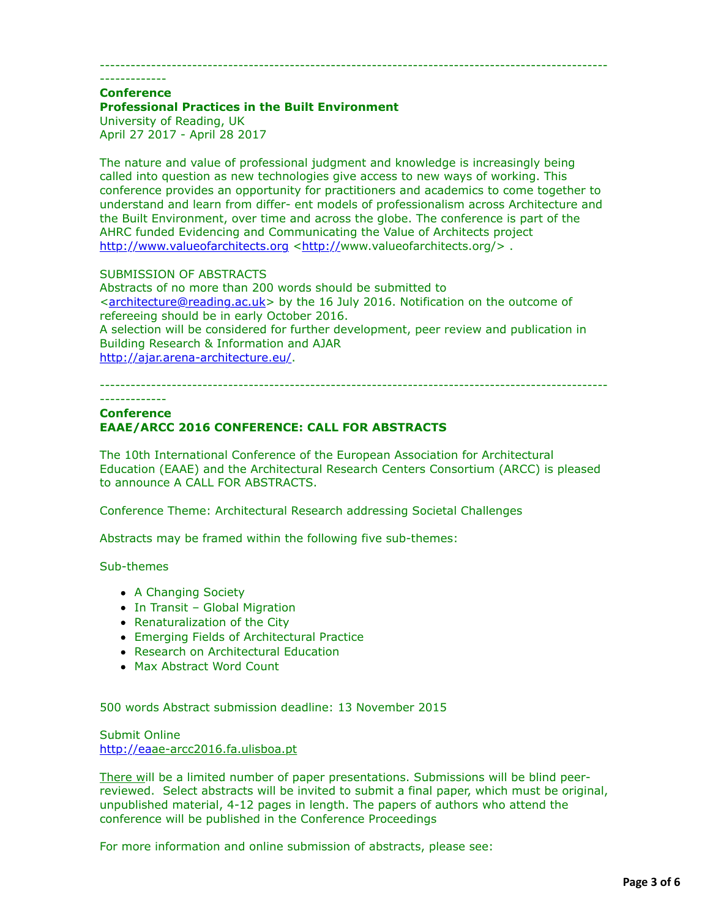---

**Conference**
**Professional Practices in the Built Environment**
University of Reading, UK
April 27 2017 - April 28 2017

The nature and value of professional judgment and knowledge is increasingly being called into question as new technologies give access to new ways of working. This conference provides an opportunity for practitioners and academics to come together to understand and learn from differ- ent models of professionalism across Architecture and the Built Environment, over time and across the globe. The conference is part of the AHRC funded Evidencing and Communicating the Value of Architects project http://www.valueofarchitects.org <http://www.valueofarchitects.org/> .

SUBMISSION OF ABSTRACTS
Abstracts of no more than 200 words should be submitted to <architecture@reading.ac.uk> by the 16 July 2016. Notification on the outcome of refereeing should be in early October 2016.
A selection will be considered for further development, peer review and publication in Building Research & Information and AJAR
http://ajar.arena-architecture.eu/.

---

**Conference**
**EAAE/ARCC 2016 CONFERENCE: CALL FOR ABSTRACTS**

The 10th International Conference of the European Association for Architectural Education (EAAE) and the Architectural Research Centers Consortium (ARCC) is pleased to announce A CALL FOR ABSTRACTS.

Conference Theme: Architectural Research addressing Societal Challenges

Abstracts may be framed within the following five sub-themes:

Sub-themes

- A Changing Society
- In Transit – Global Migration
- Renaturalization of the City
- Emerging Fields of Architectural Practice
- Research on Architectural Education
- Max Abstract Word Count

500 words Abstract submission deadline: 13 November 2015

Submit Online
http://eaae-arcc2016.fa.ulisboa.pt

There will be a limited number of paper presentations. Submissions will be blind peer-reviewed. Select abstracts will be invited to submit a final paper, which must be original, unpublished material, 4-12 pages in length. The papers of authors who attend the conference will be published in the Conference Proceedings

For more information and online submission of abstracts, please see: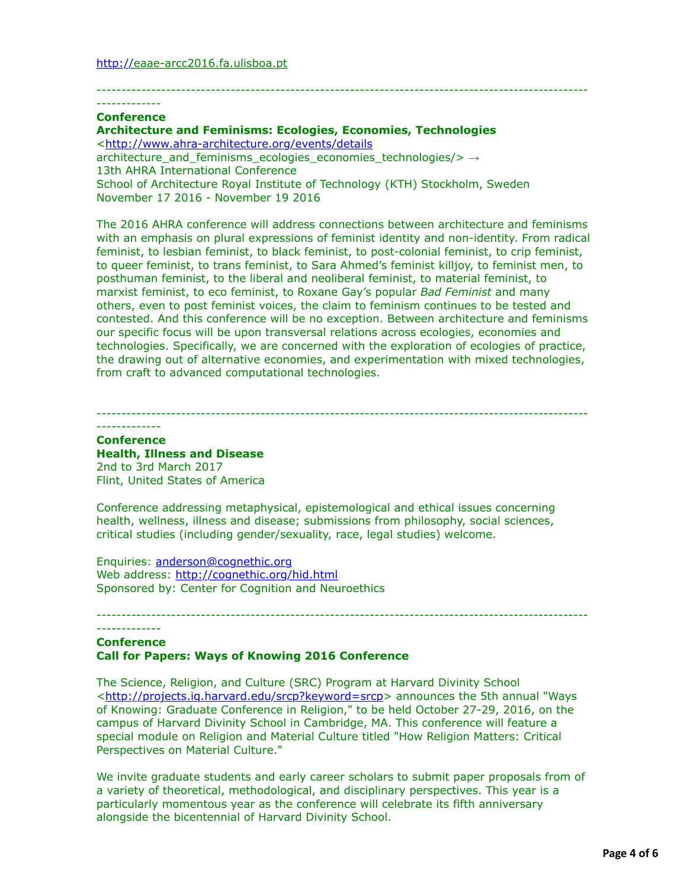http://eaae-arcc2016.fa.ulisboa.pt

---

**Conference**
**Architecture and Feminisms: Ecologies, Economies, Technologies**
<http://www.ahra-architecture.org/events/details architecture_and_feminisms_ecologies_economies_technologies/> →
13th AHRA International Conference
School of Architecture Royal Institute of Technology (KTH) Stockholm, Sweden
November 17 2016 - November 19 2016

The 2016 AHRA conference will address connections between architecture and feminisms with an emphasis on plural expressions of feminist identity and non-identity. From radical feminist, to lesbian feminist, to black feminist, to post-colonial feminist, to crip feminist, to queer feminist, to trans feminist, to Sara Ahmed's feminist killjoy, to feminist men, to posthuman feminist, to the liberal and neoliberal feminist, to material feminist, to marxist feminist, to eco feminist, to Roxane Gay's popular *Bad Feminist* and many others, even to post feminist voices, the claim to feminism continues to be tested and contested. And this conference will be no exception. Between architecture and feminisms our specific focus will be upon transversal relations across ecologies, economies and technologies. Specifically, we are concerned with the exploration of ecologies of practice, the drawing out of alternative economies, and experimentation with mixed technologies, from craft to advanced computational technologies.

---

**Conference**
**Health, Illness and Disease**
2nd to 3rd March 2017
Flint, United States of America

Conference addressing metaphysical, epistemological and ethical issues concerning health, wellness, illness and disease; submissions from philosophy, social sciences, critical studies (including gender/sexuality, race, legal studies) welcome.

Enquiries: anderson@cognethic.org
Web address: http://cognethic.org/hid.html
Sponsored by: Center for Cognition and Neuroethics

---

**Conference**
**Call for Papers: Ways of Knowing 2016 Conference**

The Science, Religion, and Culture (SRC) Program at Harvard Divinity School <http://projects.iq.harvard.edu/srcp?keyword=srcp> announces the 5th annual "Ways of Knowing: Graduate Conference in Religion," to be held October 27-29, 2016, on the campus of Harvard Divinity School in Cambridge, MA. This conference will feature a special module on Religion and Material Culture titled "How Religion Matters: Critical Perspectives on Material Culture."

We invite graduate students and early career scholars to submit paper proposals from of a variety of theoretical, methodological, and disciplinary perspectives. This year is a particularly momentous year as the conference will celebrate its fifth anniversary alongside the bicentennial of Harvard Divinity School.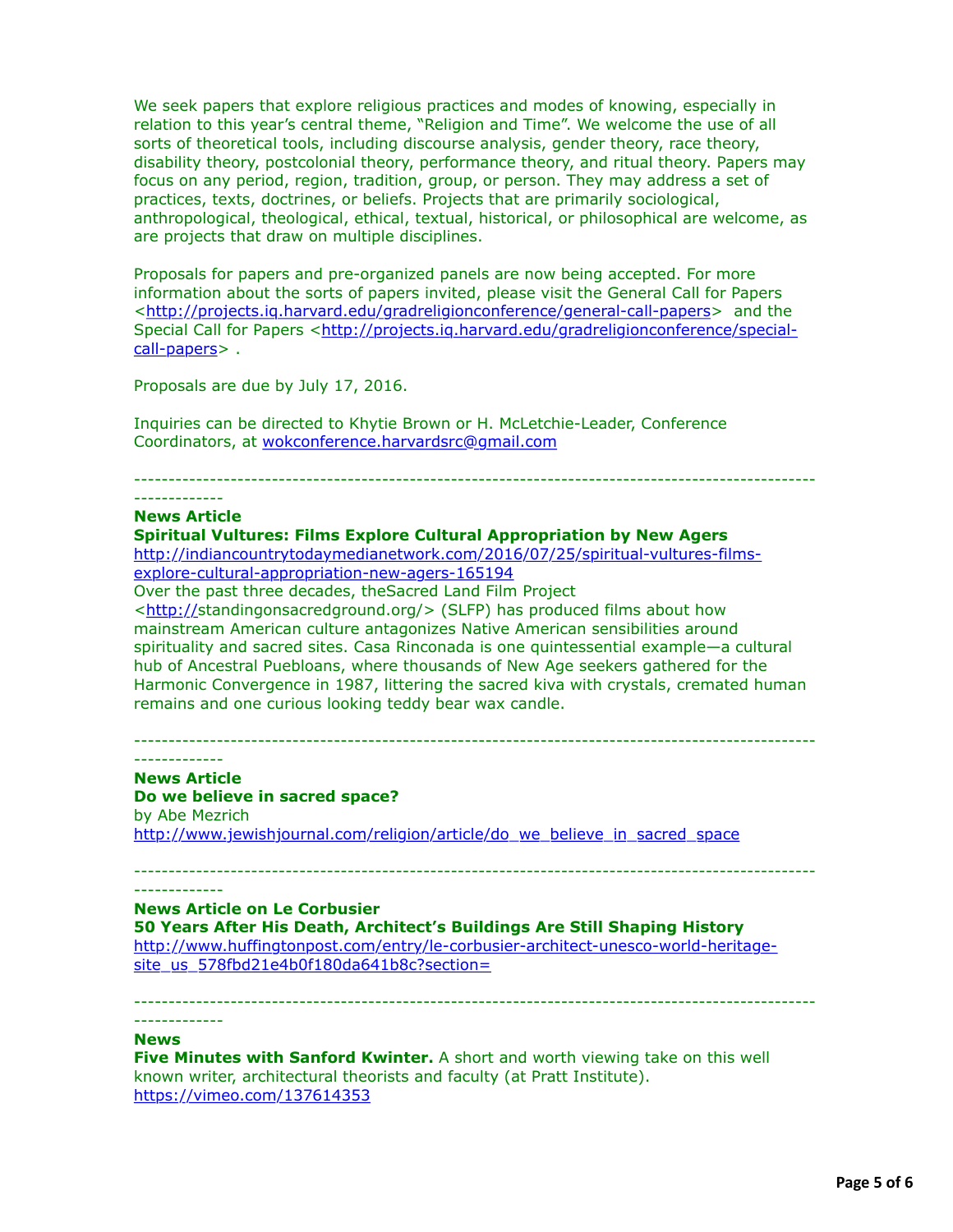We seek papers that explore religious practices and modes of knowing, especially in relation to this year's central theme, "Religion and Time". We welcome the use of all sorts of theoretical tools, including discourse analysis, gender theory, race theory, disability theory, postcolonial theory, performance theory, and ritual theory. Papers may focus on any period, region, tradition, group, or person. They may address a set of practices, texts, doctrines, or beliefs. Projects that are primarily sociological, anthropological, theological, ethical, textual, historical, or philosophical are welcome, as are projects that draw on multiple disciplines.

Proposals for papers and pre-organized panels are now being accepted. For more information about the sorts of papers invited, please visit the General Call for Papers <http://projects.iq.harvard.edu/gradreligionconference/general-call-papers> and the Special Call for Papers <http://projects.iq.harvard.edu/gradreligionconference/special-call-papers> .

Proposals are due by July 17, 2016.

Inquiries can be directed to Khytie Brown or H. McLetchie-Leader, Conference Coordinators, at wokconference.harvardsrc@gmail.com

---

**News Article**

**Spiritual Vultures: Films Explore Cultural Appropriation by New Agers**

http://indiancountrytodaymedianetwork.com/2016/07/25/spiritual-vultures-films-explore-cultural-appropriation-new-agers-165194

Over the past three decades, theSacred Land Film Project <http://standingonsacredground.org/> (SLFP) has produced films about how mainstream American culture antagonizes Native American sensibilities around spirituality and sacred sites. Casa Rinconada is one quintessential example—a cultural hub of Ancestral Puebloans, where thousands of New Age seekers gathered for the Harmonic Convergence in 1987, littering the sacred kiva with crystals, cremated human remains and one curious looking teddy bear wax candle.

---

**News Article**

**Do we believe in sacred space?**

by Abe Mezrich

http://www.jewishjournal.com/religion/article/do_we_believe_in_sacred_space

---

**News Article on Le Corbusier**

**50 Years After His Death, Architect's Buildings Are Still Shaping History**

http://www.huffingtonpost.com/entry/le-corbusier-architect-unesco-world-heritage-site_us_578fbd21e4b0f180da641b8c?section=

---

**News**

**Five Minutes with Sanford Kwinter.** A short and worth viewing take on this well known writer, architectural theorists and faculty (at Pratt Institute).

https://vimeo.com/137614353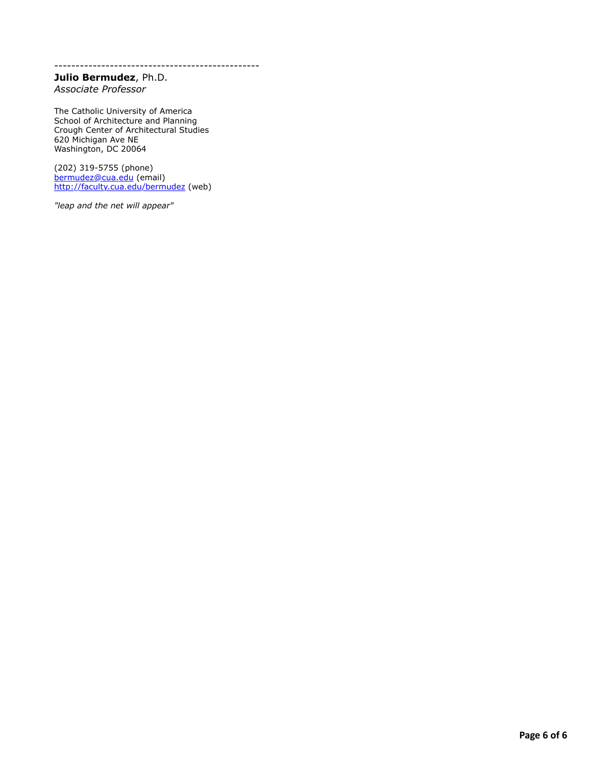------------------------------------------------

**Julio Bermudez**, Ph.D.
*Associate Professor*

The Catholic University of America
School of Architecture and Planning
Crough Center of Architectural Studies
620 Michigan Ave NE
Washington, DC 20064

(202) 319-5755 (phone)
bermudez@cua.edu (email)
http://faculty.cua.edu/bermudez (web)

*"leap and the net will appear"*